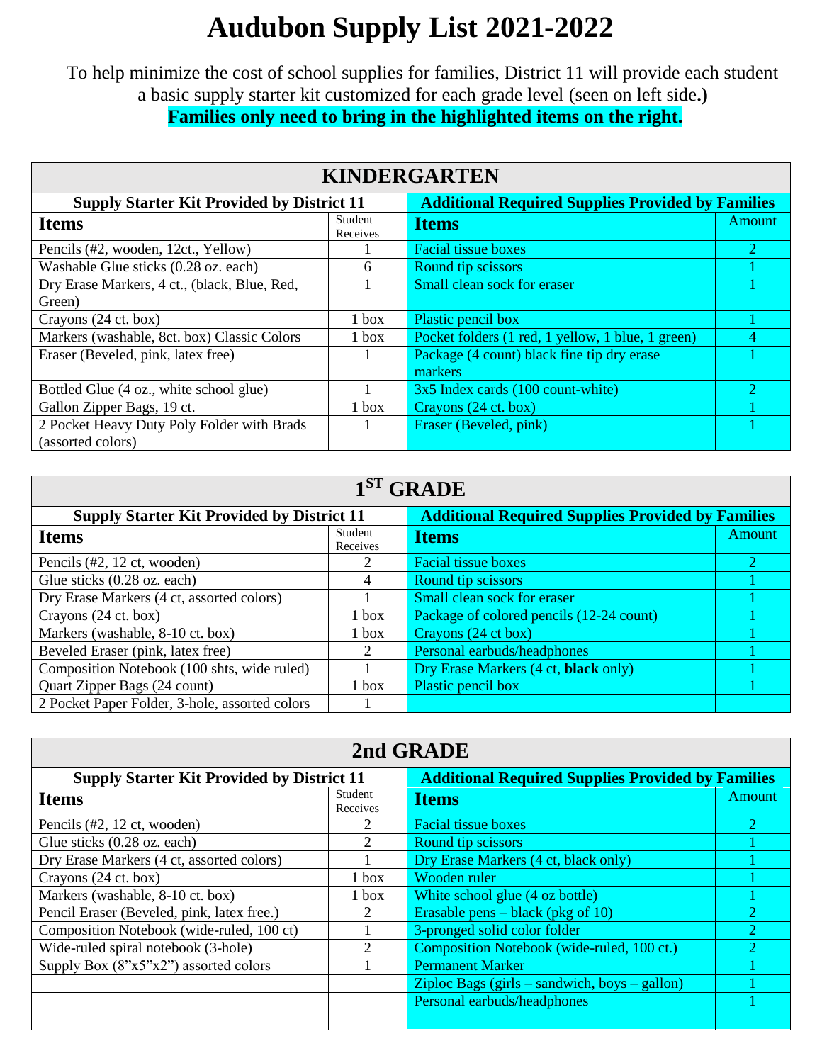# Audubon Supply List 2021-2022

To help minimize the cost of school supplies for families, District 11 will provide each student a basic supply starter kit customized for each grade level (seen on left side.)

**Families only need to bring in the highlighted items on the right.**

## KINDERGARTEN

| Supply Starter Kit Provided by District 11 | | Additional Required Supplies Provided by Families | |
|---|---|---|---|
| **Items** | Student Receives | **Items** | Amount |
| Pencils (#2, wooden, 12ct., Yellow) | 1 | Facial tissue boxes | 2 |
| Washable Glue sticks (0.28 oz. each) | 6 | Round tip scissors | 1 |
| Dry Erase Markers, 4 ct., (black, Blue, Red, Green) | 1 | Small clean sock for eraser | 1 |
| Crayons (24 ct. box) | 1 box | Plastic pencil box | 1 |
| Markers (washable, 8ct. box) Classic Colors | 1 box | Pocket folders (1 red, 1 yellow, 1 blue, 1 green) | 4 |
| Eraser (Beveled, pink, latex free) | 1 | Package (4 count) black fine tip dry erase markers | 1 |
| Bottled Glue (4 oz., white school glue) | 1 | 3x5 Index cards (100 count-white) | 2 |
| Gallon Zipper Bags, 19 ct. | 1 box | Crayons (24 ct. box) | 1 |
| 2 Pocket Heavy Duty Poly Folder with Brads (assorted colors) | 1 | Eraser (Beveled, pink) | 1 |

## 1ST GRADE

| Supply Starter Kit Provided by District 11 | | Additional Required Supplies Provided by Families | |
|---|---|---|---|
| **Items** | Student Receives | **Items** | Amount |
| Pencils (#2, 12 ct, wooden) | 2 | Facial tissue boxes | 2 |
| Glue sticks (0.28 oz. each) | 4 | Round tip scissors | 1 |
| Dry Erase Markers (4 ct, assorted colors) | 1 | Small clean sock for eraser | 1 |
| Crayons (24 ct. box) | 1 box | Package of colored pencils (12-24 count) | 1 |
| Markers (washable, 8-10 ct. box) | 1 box | Crayons (24 ct box) | 1 |
| Beveled Eraser (pink, latex free) | 2 | Personal earbuds/headphones | 1 |
| Composition Notebook (100 shts, wide ruled) | 1 | Dry Erase Markers (4 ct, **black** only) | 1 |
| Quart Zipper Bags (24 count) | 1 box | Plastic pencil box | 1 |
| 2 Pocket Paper Folder, 3-hole, assorted colors | 1 | | |

## 2nd GRADE

| Supply Starter Kit Provided by District 11 | | Additional Required Supplies Provided by Families | |
|---|---|---|---|
| **Items** | Student Receives | **Items** | Amount |
| Pencils (#2, 12 ct, wooden) | 2 | Facial tissue boxes | 2 |
| Glue sticks (0.28 oz. each) | 2 | Round tip scissors | 1 |
| Dry Erase Markers (4 ct, assorted colors) | 1 | Dry Erase Markers (4 ct, black only) | 1 |
| Crayons (24 ct. box) | 1 box | Wooden ruler | 1 |
| Markers (washable, 8-10 ct. box) | 1 box | White school glue (4 oz bottle) | 1 |
| Pencil Eraser (Beveled, pink, latex free.) | 2 | Erasable pens – black (pkg of 10) | 2 |
| Composition Notebook (wide-ruled, 100 ct) | 1 | 3-pronged solid color folder | 2 |
| Wide-ruled spiral notebook (3-hole) | 2 | Composition Notebook (wide-ruled, 100 ct.) | 2 |
| Supply Box (8"x5"x2") assorted colors | 1 | Permanent Marker | 1 |
| | | Ziploc Bags (girls – sandwich, boys – gallon) | 1 |
| | | Personal earbuds/headphones | 1 |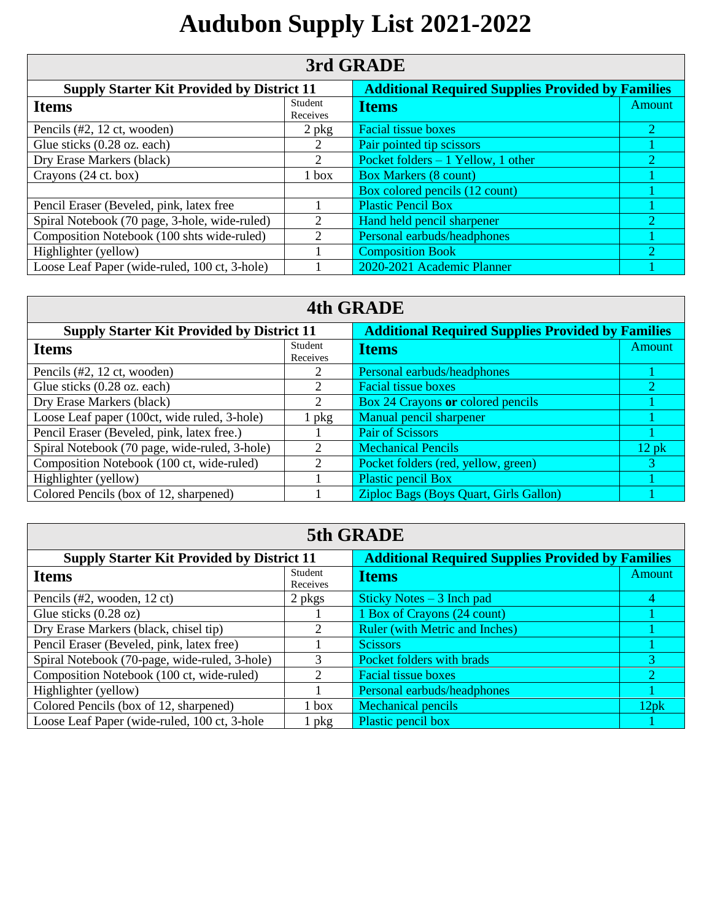# Audubon Supply List 2021-2022

## 3rd GRADE

| Supply Starter Kit Provided by District 11 | | Additional Required Supplies Provided by Families | |
|---|---|---|---|
| **Items** | Student Receives | **Items** | Amount |
| Pencils (#2, 12 ct, wooden) | 2 pkg | Facial tissue boxes | 2 |
| Glue sticks (0.28 oz. each) | 2 | Pair pointed tip scissors | 1 |
| Dry Erase Markers (black) | 2 | Pocket folders – 1 Yellow, 1 other | 2 |
| Crayons (24 ct. box) | 1 box | Box Markers (8 count) | 1 |
| | | Box colored pencils (12 count) | 1 |
| Pencil Eraser (Beveled, pink, latex free | 1 | Plastic Pencil Box | 1 |
| Spiral Notebook (70 page, 3-hole, wide-ruled) | 2 | Hand held pencil sharpener | 2 |
| Composition Notebook (100 shts wide-ruled) | 2 | Personal earbuds/headphones | 1 |
| Highlighter (yellow) | 1 | Composition Book | 2 |
| Loose Leaf Paper (wide-ruled, 100 ct, 3-hole) | 1 | 2020-2021 Academic Planner | 1 |

## 4th GRADE

| Supply Starter Kit Provided by District 11 | | Additional Required Supplies Provided by Families | |
|---|---|---|---|
| **Items** | Student Receives | **Items** | Amount |
| Pencils (#2, 12 ct, wooden) | 2 | Personal earbuds/headphones | 1 |
| Glue sticks (0.28 oz. each) | 2 | Facial tissue boxes | 2 |
| Dry Erase Markers (black) | 2 | Box 24 Crayons **or** colored pencils | 1 |
| Loose Leaf paper (100ct, wide ruled, 3-hole) | 1 pkg | Manual pencil sharpener | 1 |
| Pencil Eraser (Beveled, pink, latex free.) | 1 | Pair of Scissors | 1 |
| Spiral Notebook (70 page, wide-ruled, 3-hole) | 2 | Mechanical Pencils | 12 pk |
| Composition Notebook (100 ct, wide-ruled) | 2 | Pocket folders (red, yellow, green) | 3 |
| Highlighter (yellow) | 1 | Plastic pencil Box | 1 |
| Colored Pencils (box of 12, sharpened) | 1 | Ziploc Bags (Boys Quart, Girls Gallon) | 1 |

## 5th GRADE

| Supply Starter Kit Provided by District 11 | | Additional Required Supplies Provided by Families | |
|---|---|---|---|
| **Items** | Student Receives | **Items** | Amount |
| Pencils (#2, wooden, 12 ct) | 2 pkgs | Sticky Notes – 3 Inch pad | 4 |
| Glue sticks (0.28 oz) | 1 | 1 Box of Crayons (24 count) | 1 |
| Dry Erase Markers (black, chisel tip) | 2 | Ruler (with Metric and Inches) | 1 |
| Pencil Eraser (Beveled, pink, latex free) | 1 | Scissors | 1 |
| Spiral Notebook (70-page, wide-ruled, 3-hole) | 3 | Pocket folders with brads | 3 |
| Composition Notebook (100 ct, wide-ruled) | 2 | Facial tissue boxes | 2 |
| Highlighter (yellow) | 1 | Personal earbuds/headphones | 1 |
| Colored Pencils (box of 12, sharpened) | 1 box | Mechanical pencils | 12pk |
| Loose Leaf Paper (wide-ruled, 100 ct, 3-hole | 1 pkg | Plastic pencil box | 1 |